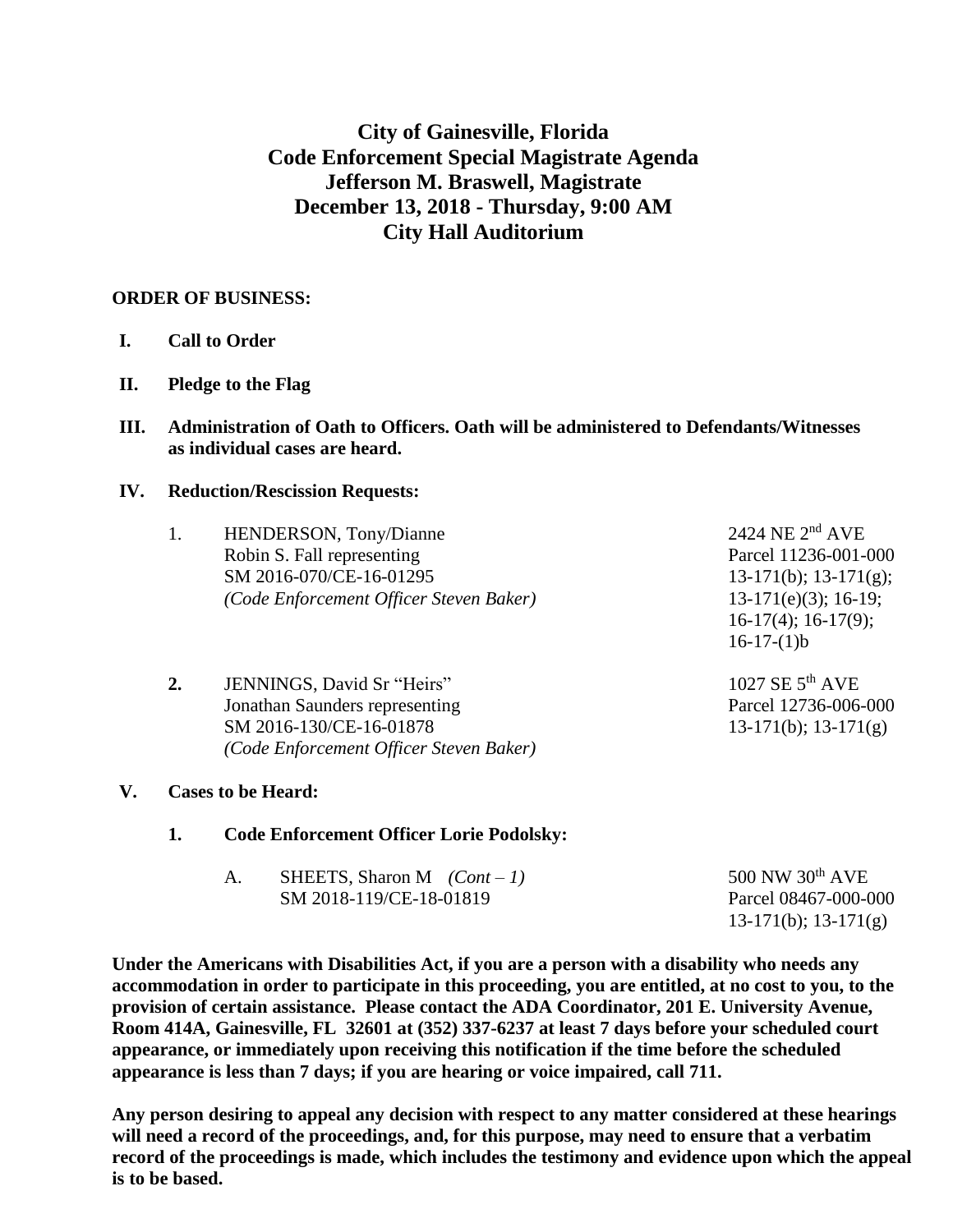# City of Gainesville, Florida
# Code Enforcement Special Magistrate Agenda
# Jefferson M. Braswell, Magistrate
# December 13, 2018 - Thursday, 9:00 AM
# City Hall Auditorium

**ORDER OF BUSINESS:**

**I. Call to Order**

**II. Pledge to the Flag**

**III. Administration of Oath to Officers. Oath will be administered to Defendants/Witnesses as individual cases are heard.**

**IV. Reduction/Rescission Requests:**

1. HENDERSON, Tony/Dianne
   Robin S. Fall representing
   SM 2016-070/CE-16-01295
   *(Code Enforcement Officer Steven Baker)*

   2424 NE 2nd AVE
   Parcel 11236-001-000
   13-171(b); 13-171(g); 13-171(e)(3); 16-19; 16-17(4); 16-17(9); 16-17-(1)b

**2.** JENNINGS, David Sr "Heirs"
   Jonathan Saunders representing
   SM 2016-130/CE-16-01878
   *(Code Enforcement Officer Steven Baker)*

   1027 SE 5th AVE
   Parcel 12736-006-000
   13-171(b); 13-171(g)

**V. Cases to be Heard:**

**1. Code Enforcement Officer Lorie Podolsky:**

A. SHEETS, Sharon M *(Cont – 1)*
   SM 2018-119/CE-18-01819

   500 NW 30th AVE
   Parcel 08467-000-000
   13-171(b); 13-171(g)

**Under the Americans with Disabilities Act, if you are a person with a disability who needs any accommodation in order to participate in this proceeding, you are entitled, at no cost to you, to the provision of certain assistance. Please contact the ADA Coordinator, 201 E. University Avenue, Room 414A, Gainesville, FL 32601 at (352) 337-6237 at least 7 days before your scheduled court appearance, or immediately upon receiving this notification if the time before the scheduled appearance is less than 7 days; if you are hearing or voice impaired, call 711.**

**Any person desiring to appeal any decision with respect to any matter considered at these hearings will need a record of the proceedings, and, for this purpose, may need to ensure that a verbatim record of the proceedings is made, which includes the testimony and evidence upon which the appeal is to be based.**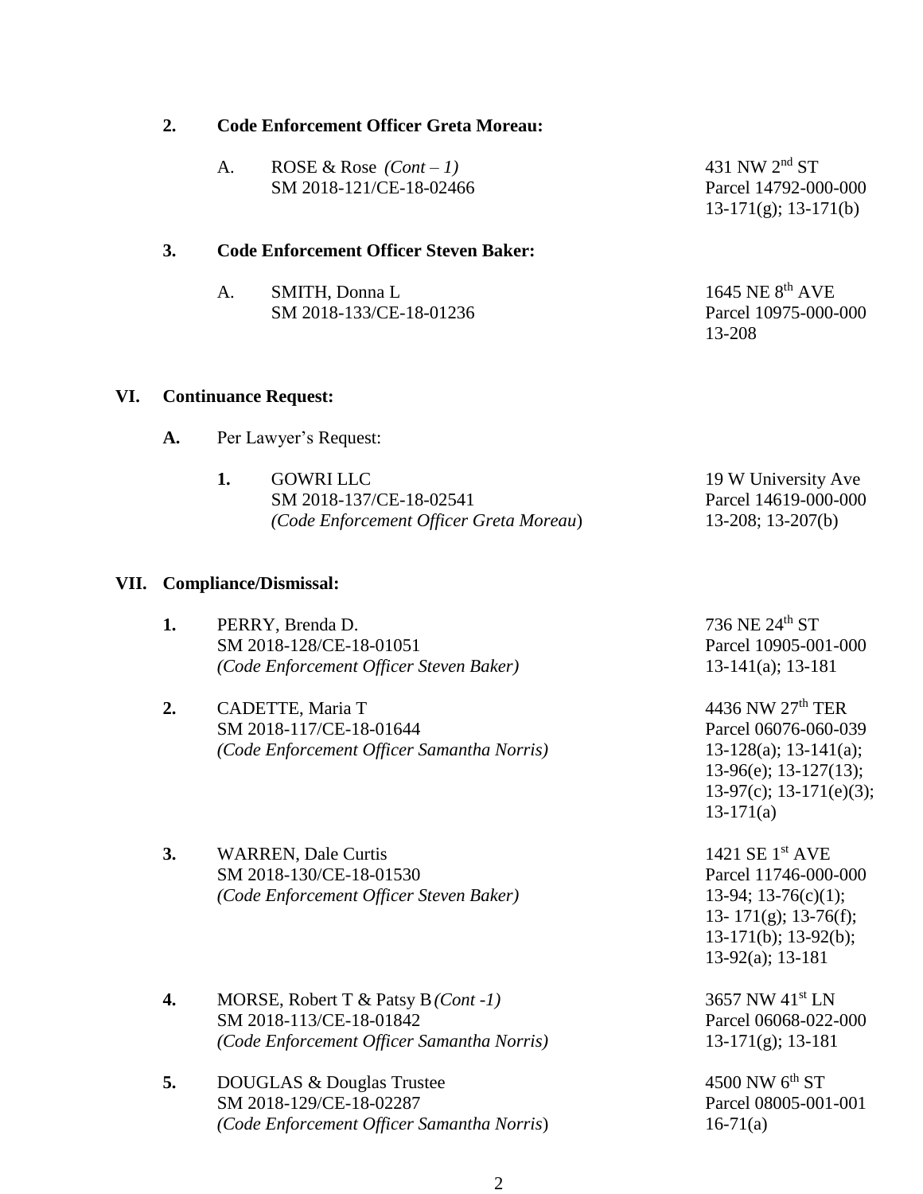2. **Code Enforcement Officer Greta Moreau:**

   A. ROSE & Rose *(Cont – 1)* — 431 NW 2nd ST
   SM 2018-121/CE-18-02466 — Parcel 14792-000-000
   13-171(g); 13-171(b)

3. **Code Enforcement Officer Steven Baker:**

   A. SMITH, Donna L — 1645 NE 8th AVE
   SM 2018-133/CE-18-01236 — Parcel 10975-000-000
   13-208

## VI. Continuance Request:

**A.** Per Lawyer's Request:

**1.** GOWRI LLC — 19 W University Ave
SM 2018-137/CE-18-02541 — Parcel 14619-000-000
*(Code Enforcement Officer Greta Moreau)* — 13-208; 13-207(b)

## VII. Compliance/Dismissal:

**1.** PERRY, Brenda D. — 736 NE 24th ST
SM 2018-128/CE-18-01051 — Parcel 10905-001-000
*(Code Enforcement Officer Steven Baker)* — 13-141(a); 13-181

**2.** CADETTE, Maria T — 4436 NW 27th TER
SM 2018-117/CE-18-01644 — Parcel 06076-060-039
*(Code Enforcement Officer Samantha Norris)* — 13-128(a); 13-141(a); 13-96(e); 13-127(13); 13-97(c); 13-171(e)(3); 13-171(a)

**3.** WARREN, Dale Curtis — 1421 SE 1st AVE
SM 2018-130/CE-18-01530 — Parcel 11746-000-000
*(Code Enforcement Officer Steven Baker)* — 13-94; 13-76(c)(1); 13- 171(g); 13-76(f); 13-171(b); 13-92(b); 13-92(a); 13-181

**4.** MORSE, Robert T & Patsy B *(Cont -1)* — 3657 NW 41st LN
SM 2018-113/CE-18-01842 — Parcel 06068-022-000
*(Code Enforcement Officer Samantha Norris)* — 13-171(g); 13-181

**5.** DOUGLAS & Douglas Trustee — 4500 NW 6th ST
SM 2018-129/CE-18-02287 — Parcel 08005-001-001
*(Code Enforcement Officer Samantha Norris)* — 16-71(a)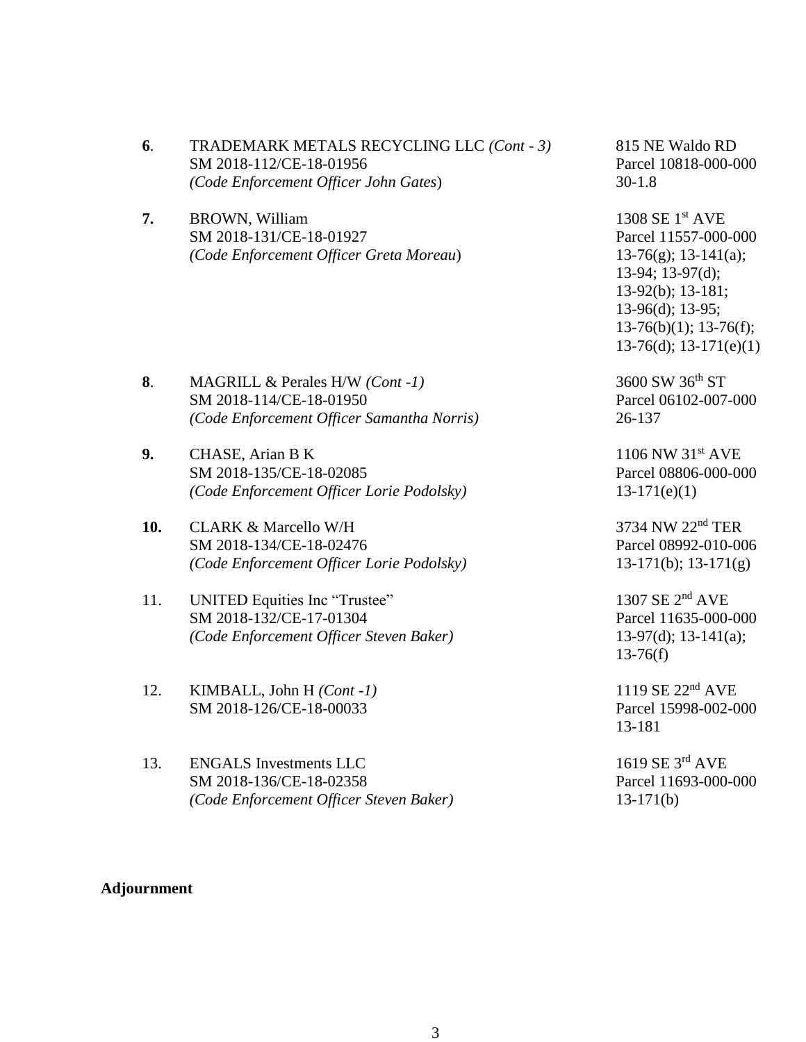**6**. TRADEMARK METALS RECYCLING LLC *(Cont - 3)*
SM 2018-112/CE-18-01956
*(Code Enforcement Officer John Gates)*

815 NE Waldo RD
Parcel 10818-000-000
30-1.8

**7.** BROWN, William
SM 2018-131/CE-18-01927
*(Code Enforcement Officer Greta Moreau)*

1308 SE 1st AVE
Parcel 11557-000-000
13-76(g); 13-141(a); 13-94; 13-97(d); 13-92(b); 13-181; 13-96(d); 13-95; 13-76(b)(1); 13-76(f); 13-76(d); 13-171(e)(1)

**8**. MAGRILL & Perales H/W *(Cont -1)*
SM 2018-114/CE-18-01950
*(Code Enforcement Officer Samantha Norris)*

3600 SW 36th ST
Parcel 06102-007-000
26-137

**9.** CHASE, Arian B K
SM 2018-135/CE-18-02085
*(Code Enforcement Officer Lorie Podolsky)*

1106 NW 31st AVE
Parcel 08806-000-000
13-171(e)(1)

**10.** CLARK & Marcello W/H
SM 2018-134/CE-18-02476
*(Code Enforcement Officer Lorie Podolsky)*

3734 NW 22nd TER
Parcel 08992-010-006
13-171(b); 13-171(g)

11. UNITED Equities Inc "Trustee"
SM 2018-132/CE-17-01304
*(Code Enforcement Officer Steven Baker)*

1307 SE 2nd AVE
Parcel 11635-000-000
13-97(d); 13-141(a); 13-76(f)

12. KIMBALL, John H *(Cont -1)*
SM 2018-126/CE-18-00033

1119 SE 22nd AVE
Parcel 15998-002-000
13-181

13. ENGALS Investments LLC
SM 2018-136/CE-18-02358
*(Code Enforcement Officer Steven Baker)*

1619 SE 3rd AVE
Parcel 11693-000-000
13-171(b)

**Adjournment**